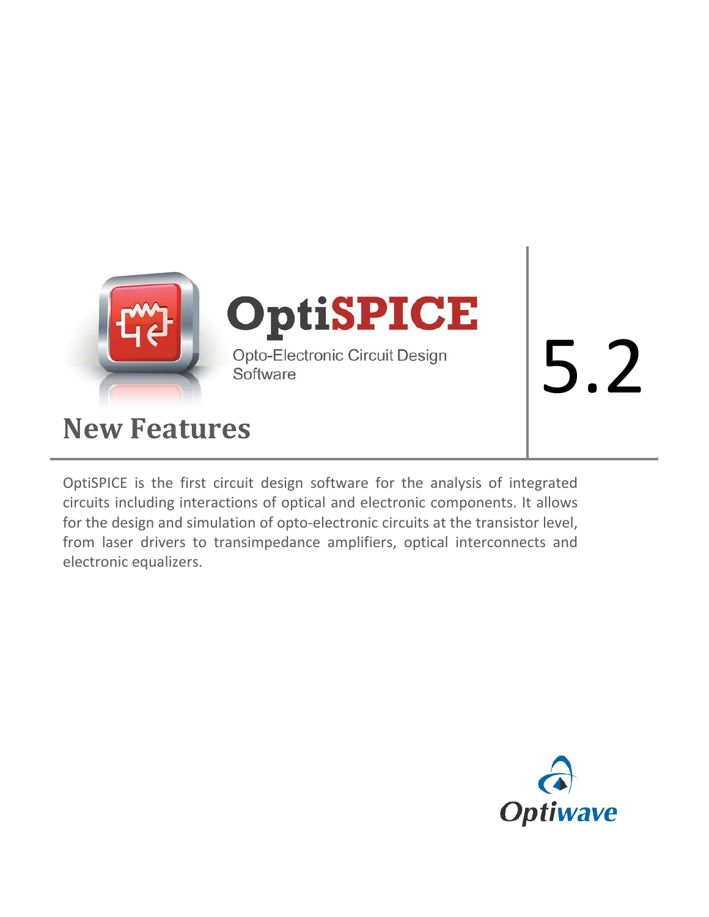# OptiSPICE

Opto-Electronic Circuit Design Software

5.2

## New Features

OptiSPICE is the first circuit design software for the analysis of integrated circuits including interactions of optical and electronic components. It allows for the design and simulation of opto-electronic circuits at the transistor level, from laser drivers to transimpedance amplifiers, optical interconnects and electronic equalizers.

Optiwave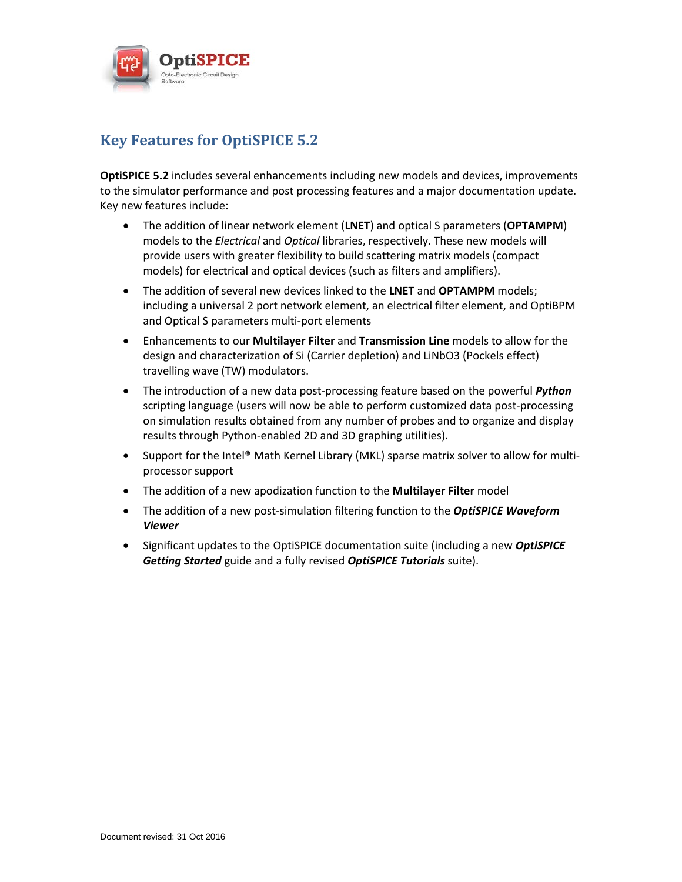# Key Features for OptiSPICE 5.2

**OptiSPICE 5.2** includes several enhancements including new models and devices, improvements to the simulator performance and post processing features and a major documentation update. Key new features include:

- The addition of linear network element (**LNET**) and optical S parameters (**OPTAMPM**) models to the *Electrical* and *Optical* libraries, respectively. These new models will provide users with greater flexibility to build scattering matrix models (compact models) for electrical and optical devices (such as filters and amplifiers).
- The addition of several new devices linked to the **LNET** and **OPTAMPM** models; including a universal 2 port network element, an electrical filter element, and OptiBPM and Optical S parameters multi-port elements
- Enhancements to our **Multilayer Filter** and **Transmission Line** models to allow for the design and characterization of Si (Carrier depletion) and $LiNbO_3$ (Pockels effect) travelling wave (TW) modulators.
- The introduction of a new data post-processing feature based on the powerful ***Python*** scripting language (users will now be able to perform customized data post-processing on simulation results obtained from any number of probes and to organize and display results through Python-enabled 2D and 3D graphing utilities).
- Support for the Intel® Math Kernel Library (MKL) sparse matrix solver to allow for multi-processor support
- The addition of a new apodization function to the **Multilayer Filter** model
- The addition of a new post-simulation filtering function to the ***OptiSPICE Waveform Viewer***
- Significant updates to the OptiSPICE documentation suite (including a new ***OptiSPICE Getting Started*** guide and a fully revised ***OptiSPICE Tutorials*** suite).

Document revised: 31 Oct 2016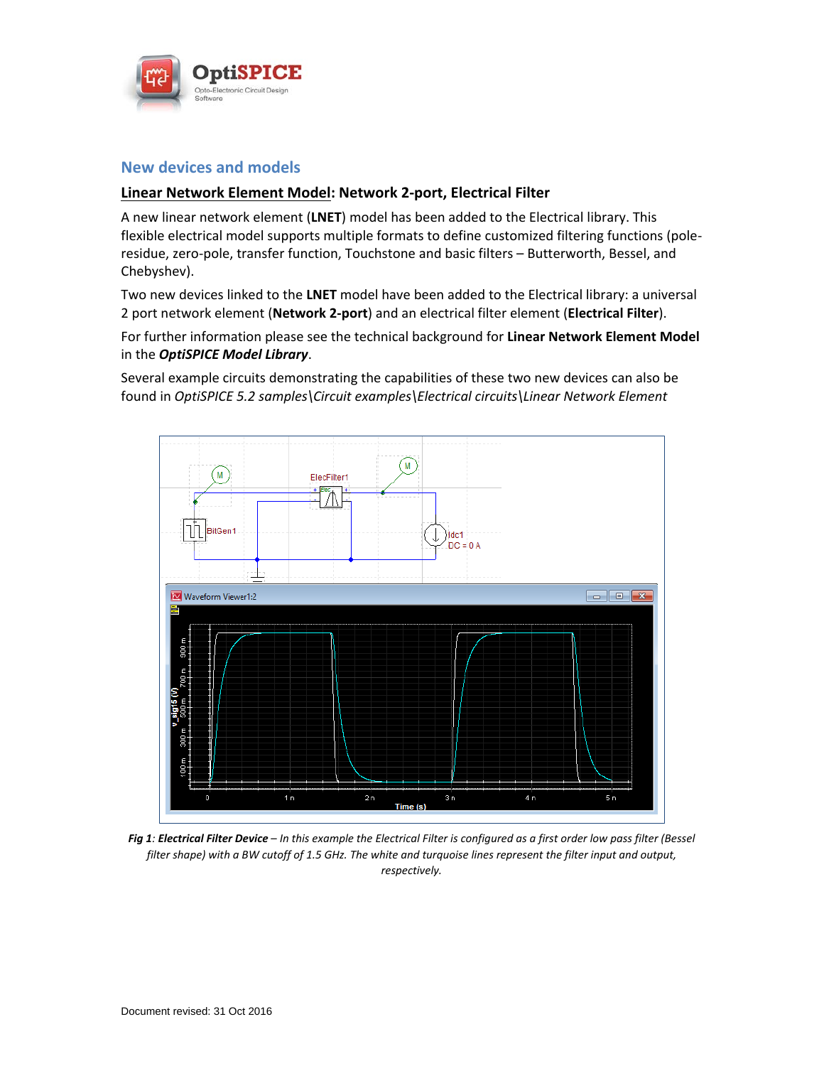## New devices and models

### Linear Network Element Model: Network 2-port, Electrical Filter

A new linear network element (**LNET**) model has been added to the Electrical library. This flexible electrical model supports multiple formats to define customized filtering functions (pole-residue, zero-pole, transfer function, Touchstone and basic filters – Butterworth, Bessel, and Chebyshev).

Two new devices linked to the **LNET** model have been added to the Electrical library: a universal 2 port network element (**Network 2-port**) and an electrical filter element (**Electrical Filter**).

For further information please see the technical background for **Linear Network Element Model** in the ***OptiSPICE Model Library***.

Several example circuits demonstrating the capabilities of these two new devices can also be found in *OptiSPICE 5.2 samples\Circuit examples\Electrical circuits\Linear Network Element*

***Fig 1**: **Electrical Filter Device** – In this example the Electrical Filter is configured as a first order low pass filter (Bessel filter shape) with a BW cutoff of 1.5 GHz. The white and turquoise lines represent the filter input and output, respectively.*

Document revised: 31 Oct 2016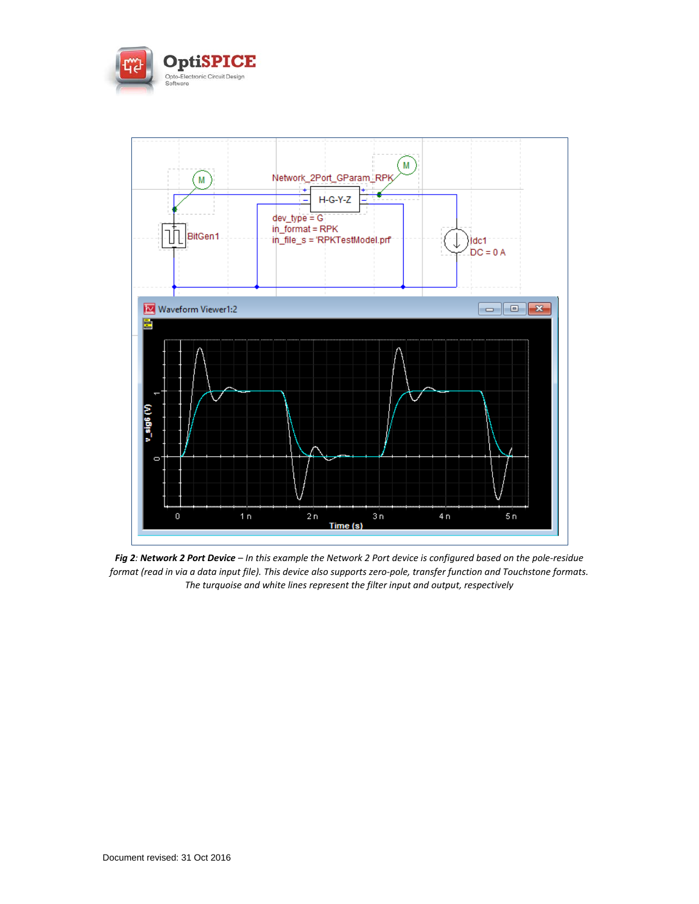***Fig 2**: **Network 2 Port Device** – In this example the Network 2 Port device is configured based on the pole-residue format (read in via a data input file). This device also supports zero-pole, transfer function and Touchstone formats. The turquoise and white lines represent the filter input and output, respectively*

Document revised: 31 Oct 2016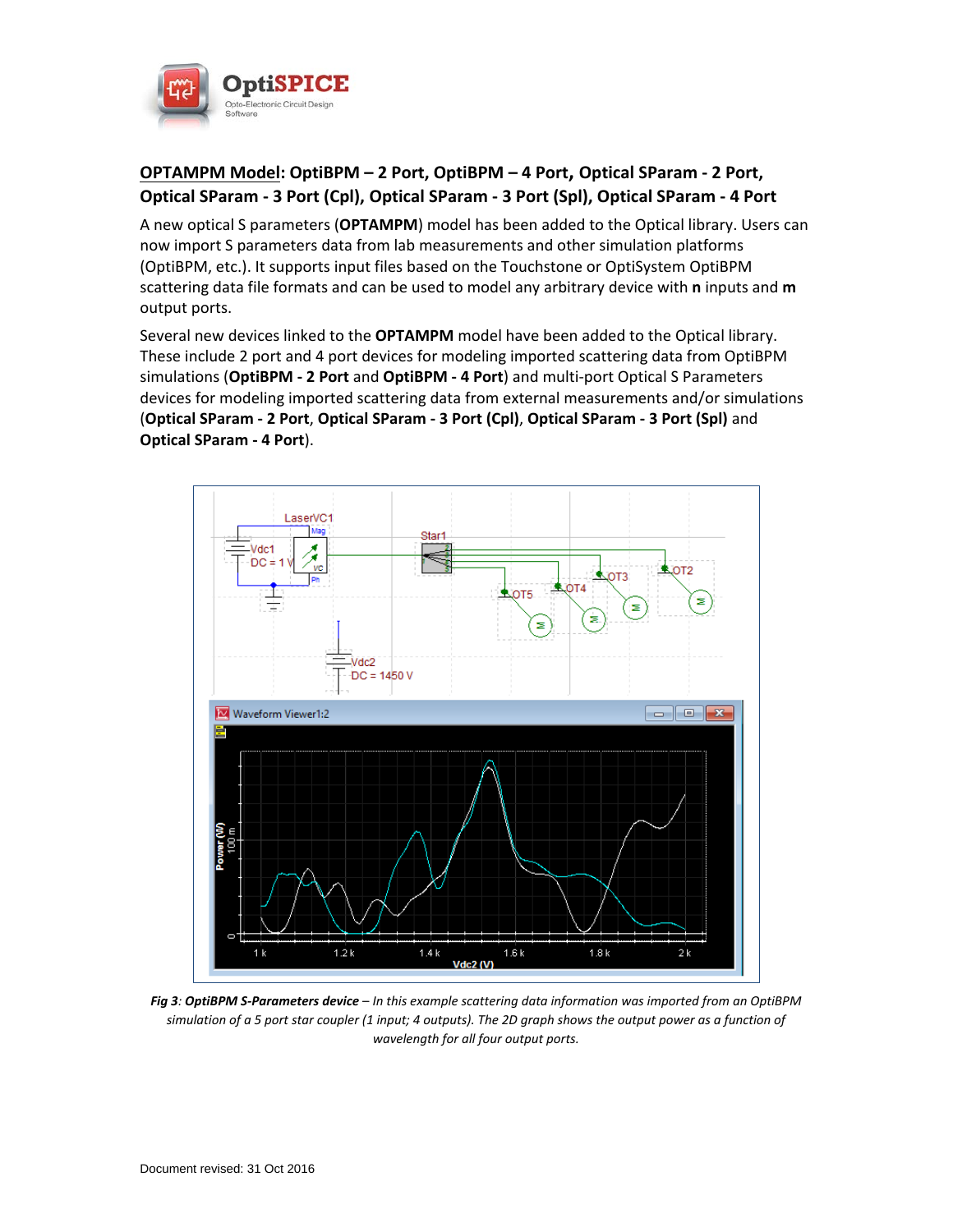## OPTAMPM Model: OptiBPM – 2 Port, OptiBPM – 4 Port, Optical SParam - 2 Port, Optical SParam - 3 Port (Cpl), Optical SParam - 3 Port (Spl), Optical SParam - 4 Port

A new optical S parameters (**OPTAMPM**) model has been added to the Optical library. Users can now import S parameters data from lab measurements and other simulation platforms (OptiBPM, etc.). It supports input files based on the Touchstone or OptiSystem OptiBPM scattering data file formats and can be used to model any arbitrary device with **n** inputs and **m** output ports.

Several new devices linked to the **OPTAMPM** model have been added to the Optical library. These include 2 port and 4 port devices for modeling imported scattering data from OptiBPM simulations (**OptiBPM - 2 Port** and **OptiBPM - 4 Port**) and multi-port Optical S Parameters devices for modeling imported scattering data from external measurements and/or simulations (**Optical SParam - 2 Port**, **Optical SParam - 3 Port (Cpl)**, **Optical SParam - 3 Port (Spl)** and **Optical SParam - 4 Port**).

*Fig 3*: ***OptiBPM S-Parameters device*** *– In this example scattering data information was imported from an OptiBPM simulation of a 5 port star coupler (1 input; 4 outputs). The 2D graph shows the output power as a function of wavelength for all four output ports.*

Document revised: 31 Oct 2016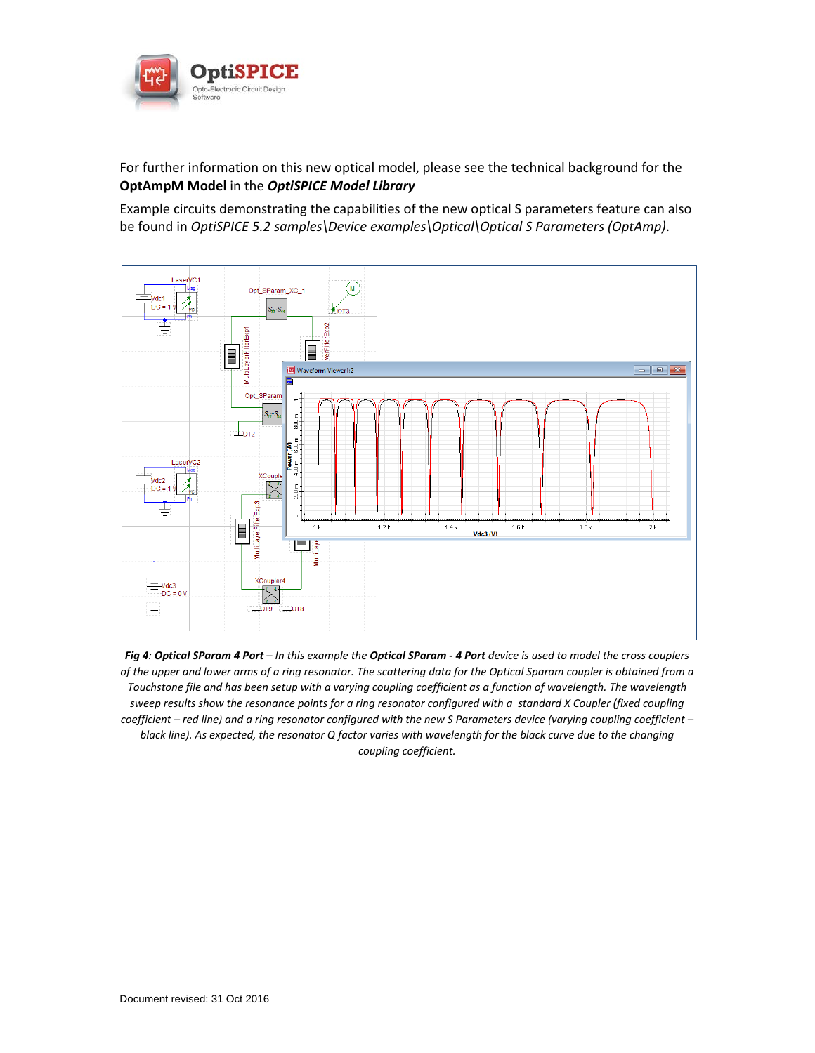For further information on this new optical model, please see the technical background for the **OptAmpM Model** in the ***OptiSPICE Model Library***

Example circuits demonstrating the capabilities of the new optical S parameters feature can also be found in *OptiSPICE 5.2 samples\Device examples\Optical\Optical S Parameters (OptAmp)*.

***Fig 4**: **Optical SParam 4 Port** – In this example the **Optical SParam - 4 Port** device is used to model the cross couplers of the upper and lower arms of a ring resonator. The scattering data for the Optical Sparam coupler is obtained from a Touchstone file and has been setup with a varying coupling coefficient as a function of wavelength. The wavelength sweep results show the resonance points for a ring resonator configured with a standard X Coupler (fixed coupling coefficient – red line) and a ring resonator configured with the new S Parameters device (varying coupling coefficient – black line). As expected, the resonator Q factor varies with wavelength for the black curve due to the changing coupling coefficient.*

Document revised: 31 Oct 2016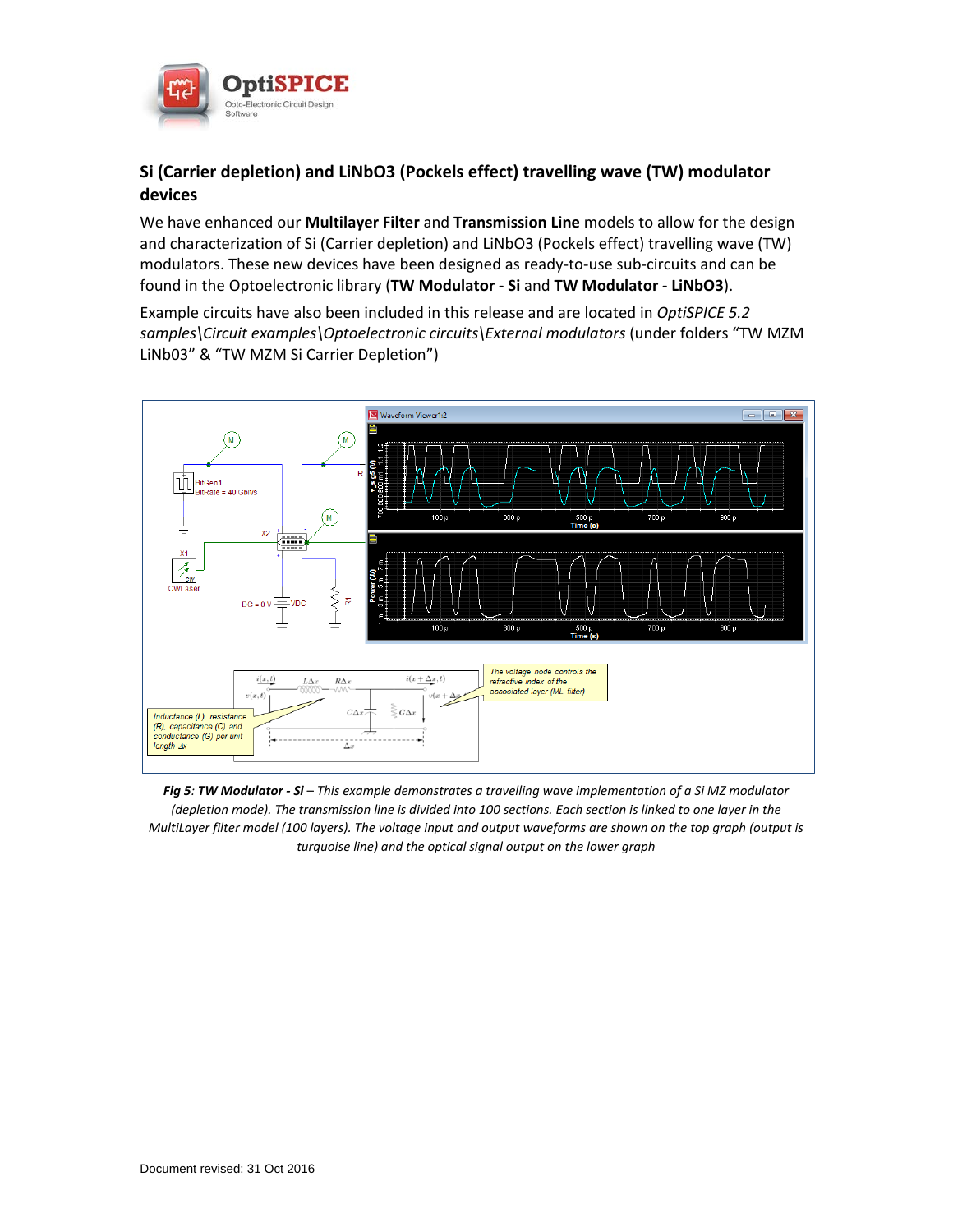## Si (Carrier depletion) and LiNbO3 (Pockels effect) travelling wave (TW) modulator devices

We have enhanced our **Multilayer Filter** and **Transmission Line** models to allow for the design and characterization of Si (Carrier depletion) and LiNbO3 (Pockels effect) travelling wave (TW) modulators. These new devices have been designed as ready-to-use sub-circuits and can be found in the Optoelectronic library (**TW Modulator - Si** and **TW Modulator - LiNbO3**).

Example circuits have also been included in this release and are located in *OptiSPICE 5.2 samples\Circuit examples\Optoelectronic circuits\External modulators* (under folders "TW MZM LiNb03" & "TW MZM Si Carrier Depletion")

***Fig 5**: **TW Modulator - Si** – This example demonstrates a travelling wave implementation of a Si MZ modulator (depletion mode). The transmission line is divided into 100 sections. Each section is linked to one layer in the MultiLayer filter model (100 layers). The voltage input and output waveforms are shown on the top graph (output is turquoise line) and the optical signal output on the lower graph*

Document revised: 31 Oct 2016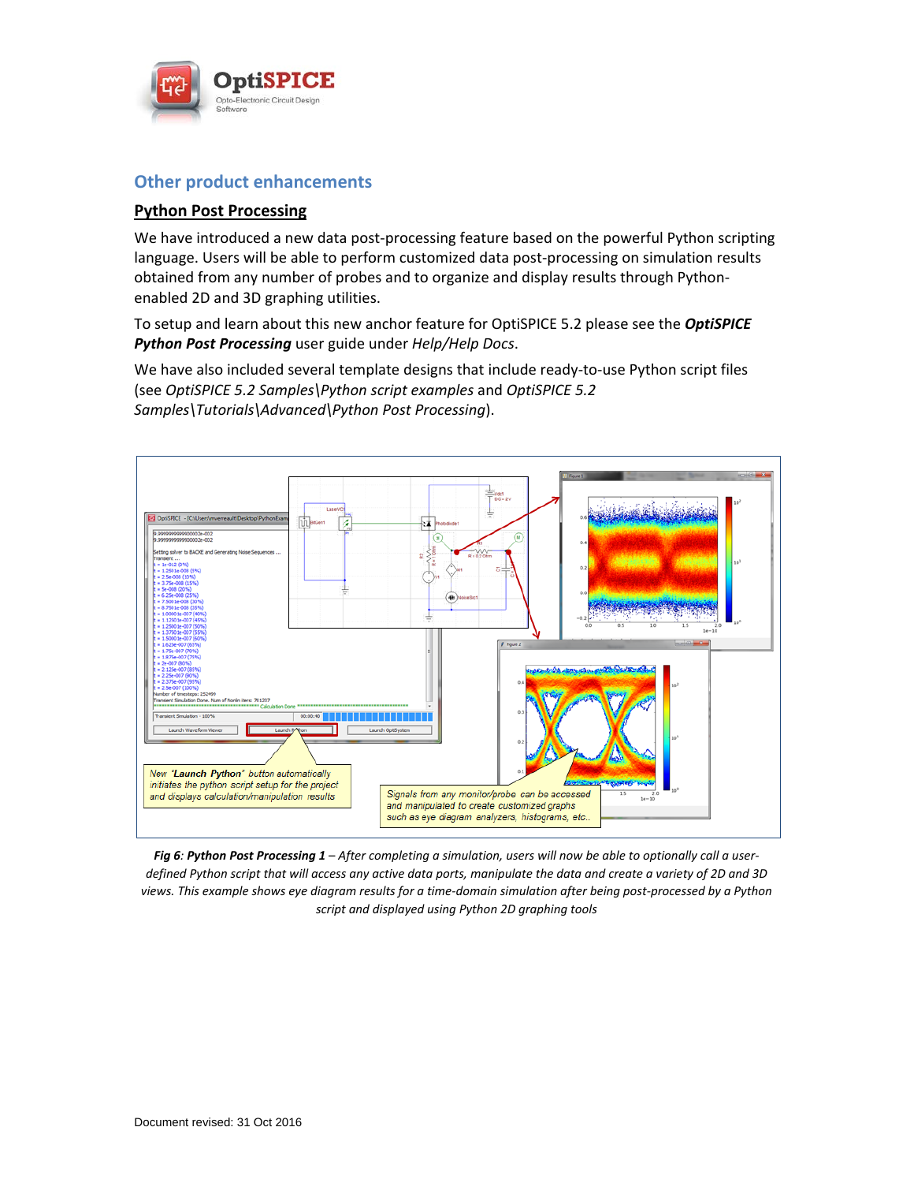## Other product enhancements

### Python Post Processing

We have introduced a new data post-processing feature based on the powerful Python scripting language. Users will be able to perform customized data post-processing on simulation results obtained from any number of probes and to organize and display results through Python-enabled 2D and 3D graphing utilities.

To setup and learn about this new anchor feature for OptiSPICE 5.2 please see the ***OptiSPICE Python Post Processing*** user guide under *Help/Help Docs*.

We have also included several template designs that include ready-to-use Python script files (see *OptiSPICE 5.2 Samples\Python script examples* and *OptiSPICE 5.2 Samples\Tutorials\Advanced\Python Post Processing*).

***Fig 6**: **Python Post Processing 1** – After completing a simulation, users will now be able to optionally call a user-defined Python script that will access any active data ports, manipulate the data and create a variety of 2D and 3D views. This example shows eye diagram results for a time-domain simulation after being post-processed by a Python script and displayed using Python 2D graphing tools*

Document revised: 31 Oct 2016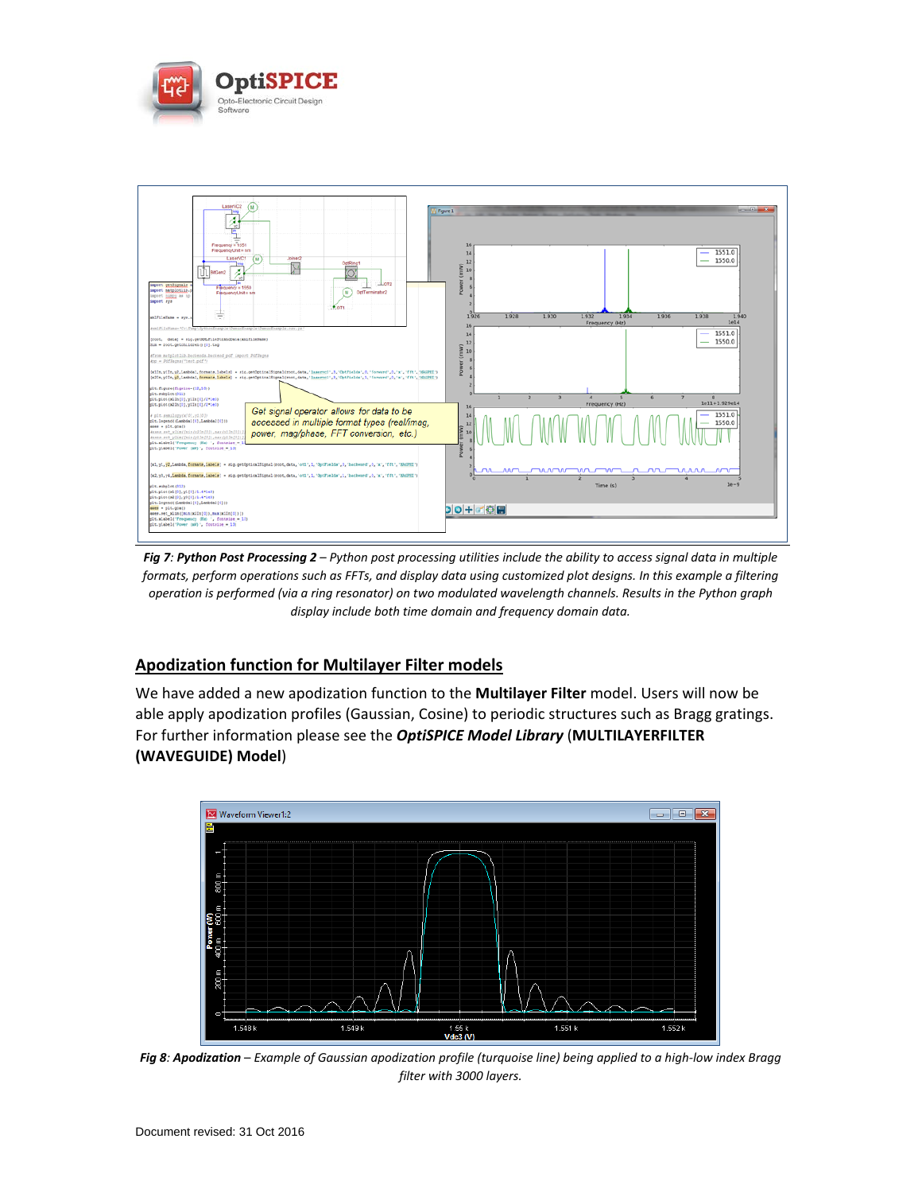***Fig 7**: **Python Post Processing 2** – Python post processing utilities include the ability to access signal data in multiple formats, perform operations such as FFTs, and display data using customized plot designs. In this example a filtering operation is performed (via a ring resonator) on two modulated wavelength channels. Results in the Python graph display include both time domain and frequency domain data.*

## Apodization function for Multilayer Filter models

We have added a new apodization function to the **Multilayer Filter** model. Users will now be able apply apodization profiles (Gaussian, Cosine) to periodic structures such as Bragg gratings. For further information please see the ***OptiSPICE Model Library*** (**MULTILAYERFILTER (WAVEGUIDE) Model**)

***Fig 8**: **Apodization** – Example of Gaussian apodization profile (turquoise line) being applied to a high-low index Bragg filter with 3000 layers.*

Document revised: 31 Oct 2016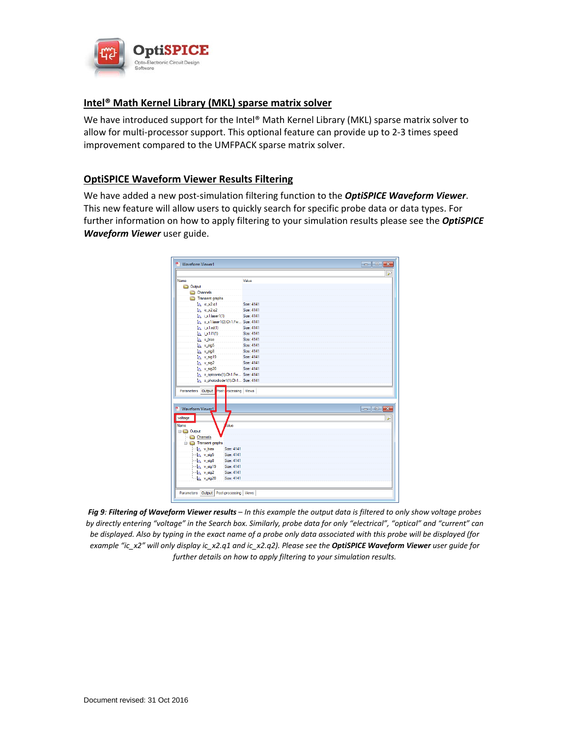## Intel® Math Kernel Library (MKL) sparse matrix solver

We have introduced support for the Intel® Math Kernel Library (MKL) sparse matrix solver to allow for multi-processor support. This optional feature can provide up to 2-3 times speed improvement compared to the UMFPACK sparse matrix solver.

## OptiSPICE Waveform Viewer Results Filtering

We have added a new post-simulation filtering function to the ***OptiSPICE Waveform Viewer***. This new feature will allow users to quickly search for specific probe data or data types. For further information on how to apply filtering to your simulation results please see the ***OptiSPICE Waveform Viewer*** user guide.

***Fig 9**: **Filtering of Waveform Viewer results** – In this example the output data is filtered to only show voltage probes by directly entering "voltage" in the Search box. Similarly, probe data for only "electrical", "optical" and "current" can be displayed. Also by typing in the exact name of a probe only data associated with this probe will be displayed (for example "ic_x2" will only display ic_x2.q1 and ic_x2.q2). Please see the **OptiSPICE Waveform Viewer** user guide for further details on how to apply filtering to your simulation results.*

Document revised: 31 Oct 2016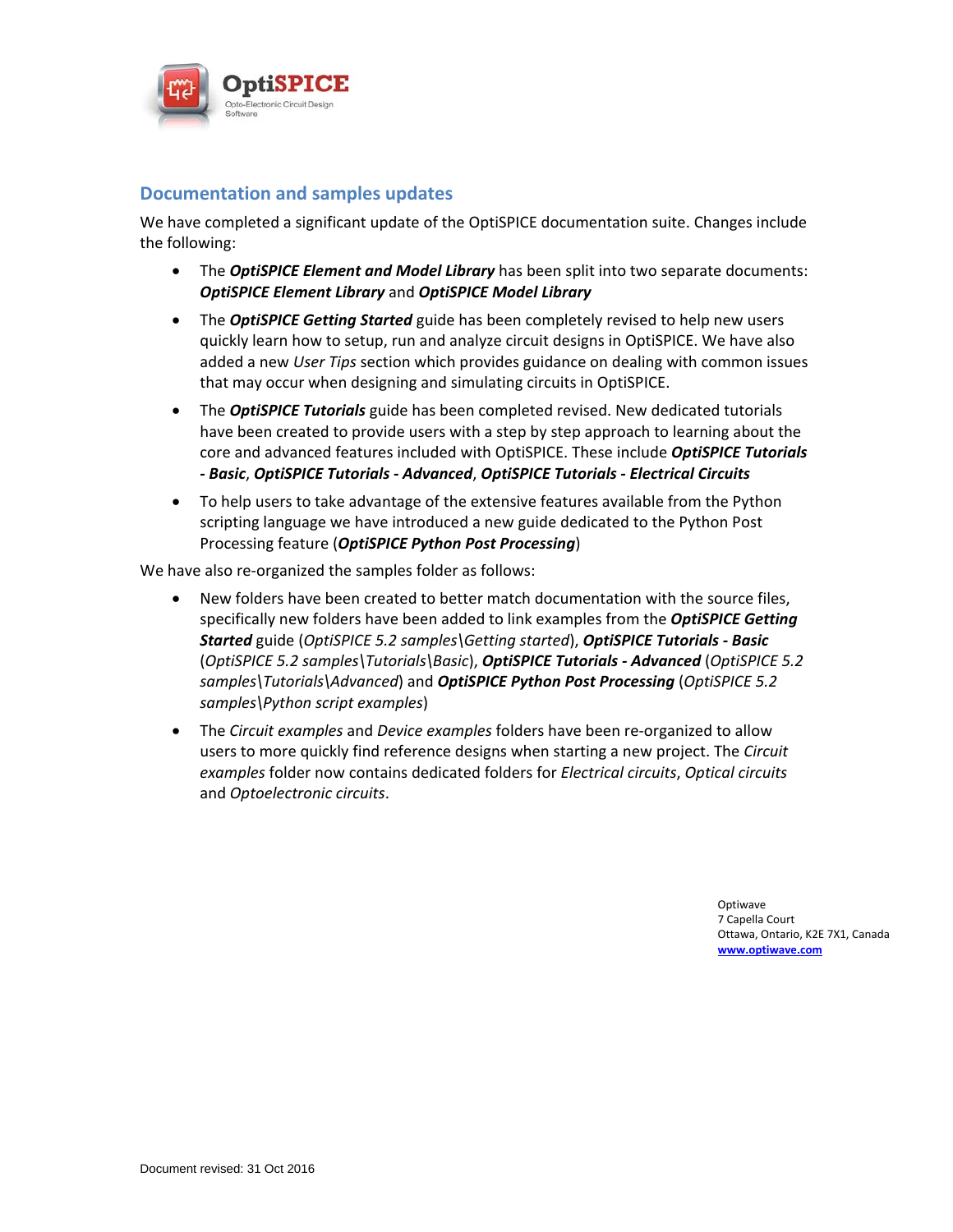## Documentation and samples updates

We have completed a significant update of the OptiSPICE documentation suite. Changes include the following:

- The ***OptiSPICE Element and Model Library*** has been split into two separate documents: ***OptiSPICE Element Library*** and ***OptiSPICE Model Library***
- The ***OptiSPICE Getting Started*** guide has been completely revised to help new users quickly learn how to setup, run and analyze circuit designs in OptiSPICE. We have also added a new *User Tips* section which provides guidance on dealing with common issues that may occur when designing and simulating circuits in OptiSPICE.
- The ***OptiSPICE Tutorials*** guide has been completed revised. New dedicated tutorials have been created to provide users with a step by step approach to learning about the core and advanced features included with OptiSPICE. These include ***OptiSPICE Tutorials - Basic***, ***OptiSPICE Tutorials - Advanced***, ***OptiSPICE Tutorials - Electrical Circuits***
- To help users to take advantage of the extensive features available from the Python scripting language we have introduced a new guide dedicated to the Python Post Processing feature (***OptiSPICE Python Post Processing***)

We have also re-organized the samples folder as follows:

- New folders have been created to better match documentation with the source files, specifically new folders have been added to link examples from the ***OptiSPICE Getting Started*** guide (*OptiSPICE 5.2 samples\Getting started*), ***OptiSPICE Tutorials - Basic*** (*OptiSPICE 5.2 samples\Tutorials\Basic*), ***OptiSPICE Tutorials - Advanced*** (*OptiSPICE 5.2 samples\Tutorials\Advanced*) and ***OptiSPICE Python Post Processing*** (*OptiSPICE 5.2 samples\Python script examples*)
- The *Circuit examples* and *Device examples* folders have been re-organized to allow users to more quickly find reference designs when starting a new project. The *Circuit examples* folder now contains dedicated folders for *Electrical circuits*, *Optical circuits* and *Optoelectronic circuits*.

Optiwave
7 Capella Court
Ottawa, Ontario, K2E 7X1, Canada
[www.optiwave.com](http://www.optiwave.com)

Document revised: 31 Oct 2016